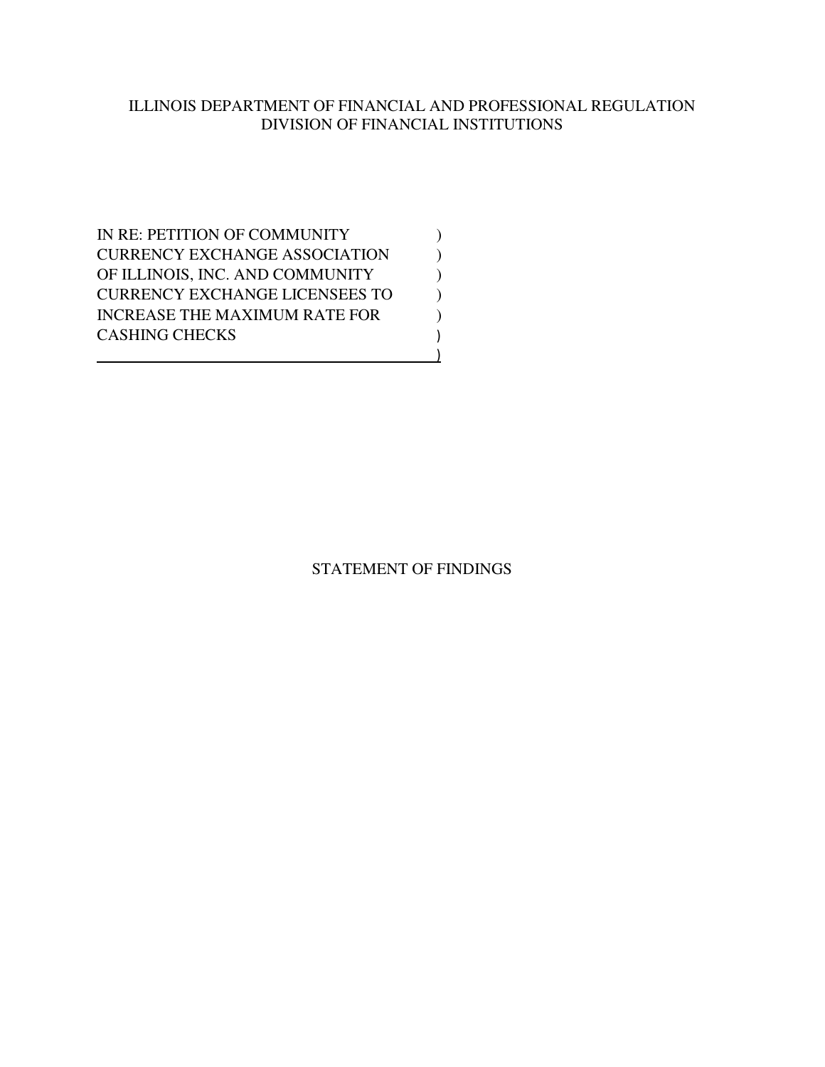ILLINOIS DEPARTMENT OF FINANCIAL AND PROFESSIONAL REGULATION
DIVISION OF FINANCIAL INSTITUTIONS

IN RE: PETITION OF COMMUNITY )
CURRENCY EXCHANGE ASSOCIATION )
OF ILLINOIS, INC. AND COMMUNITY )
CURRENCY EXCHANGE LICENSEES TO )
INCREASE THE MAXIMUM RATE FOR )
CASHING CHECKS )
)

STATEMENT OF FINDINGS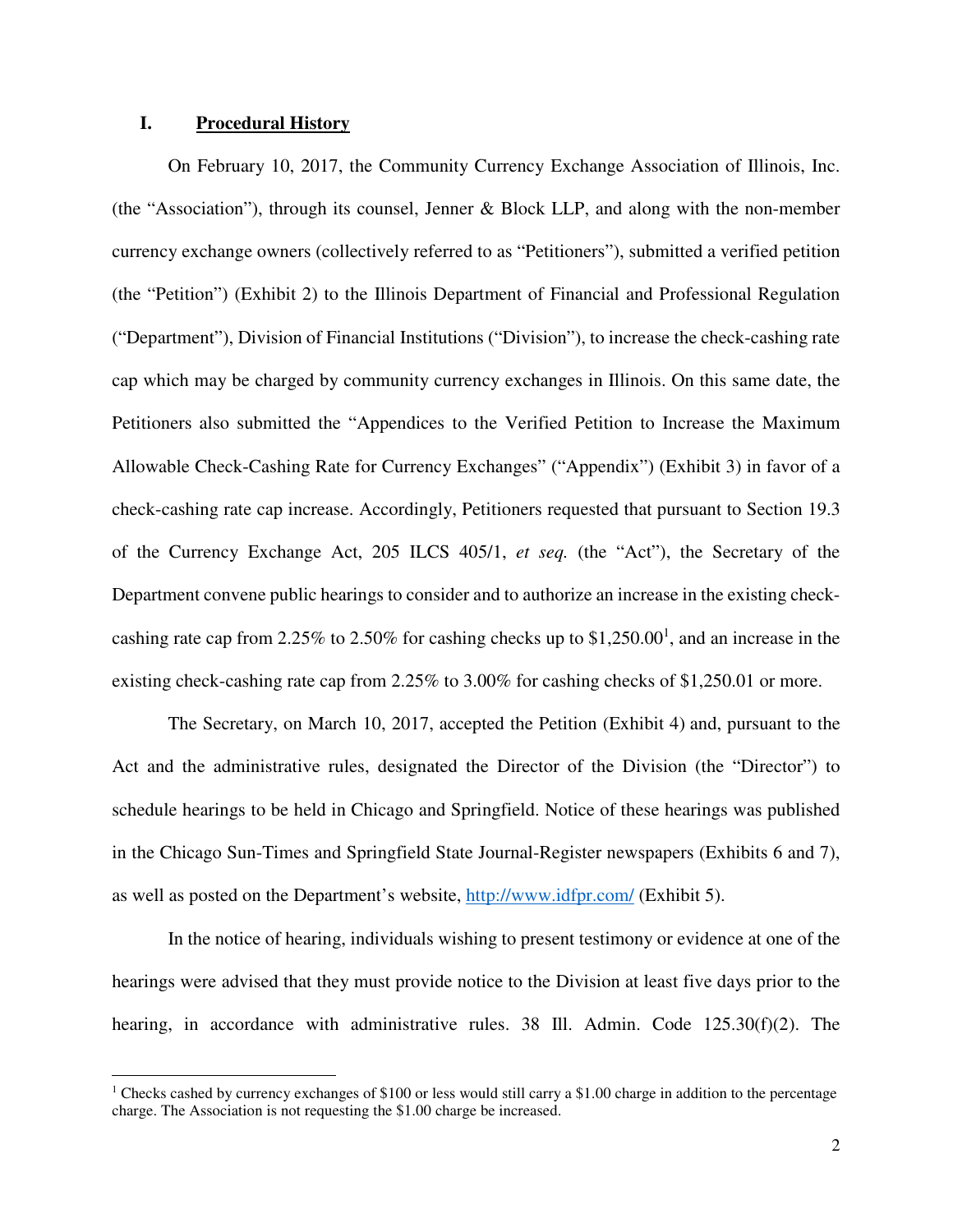## I. Procedural History

On February 10, 2017, the Community Currency Exchange Association of Illinois, Inc. (the "Association"), through its counsel, Jenner & Block LLP, and along with the non-member currency exchange owners (collectively referred to as "Petitioners"), submitted a verified petition (the "Petition") (Exhibit 2) to the Illinois Department of Financial and Professional Regulation ("Department"), Division of Financial Institutions ("Division"), to increase the check-cashing rate cap which may be charged by community currency exchanges in Illinois. On this same date, the Petitioners also submitted the "Appendices to the Verified Petition to Increase the Maximum Allowable Check-Cashing Rate for Currency Exchanges" ("Appendix") (Exhibit 3) in favor of a check-cashing rate cap increase. Accordingly, Petitioners requested that pursuant to Section 19.3 of the Currency Exchange Act, 205 ILCS 405/1, *et seq.* (the "Act"), the Secretary of the Department convene public hearings to consider and to authorize an increase in the existing check-cashing rate cap from 2.25% to 2.50% for cashing checks up to $1,250.00[1], and an increase in the existing check-cashing rate cap from 2.25% to 3.00% for cashing checks of $1,250.01 or more.

The Secretary, on March 10, 2017, accepted the Petition (Exhibit 4) and, pursuant to the Act and the administrative rules, designated the Director of the Division (the "Director") to schedule hearings to be held in Chicago and Springfield. Notice of these hearings was published in the Chicago Sun-Times and Springfield State Journal-Register newspapers (Exhibits 6 and 7), as well as posted on the Department's website, http://www.idfpr.com/ (Exhibit 5).

In the notice of hearing, individuals wishing to present testimony or evidence at one of the hearings were advised that they must provide notice to the Division at least five days prior to the hearing, in accordance with administrative rules. 38 Ill. Admin. Code 125.30(f)(2). The

---

[1] Checks cashed by currency exchanges of $100 or less would still carry a $1.00 charge in addition to the percentage charge. The Association is not requesting the $1.00 charge be increased.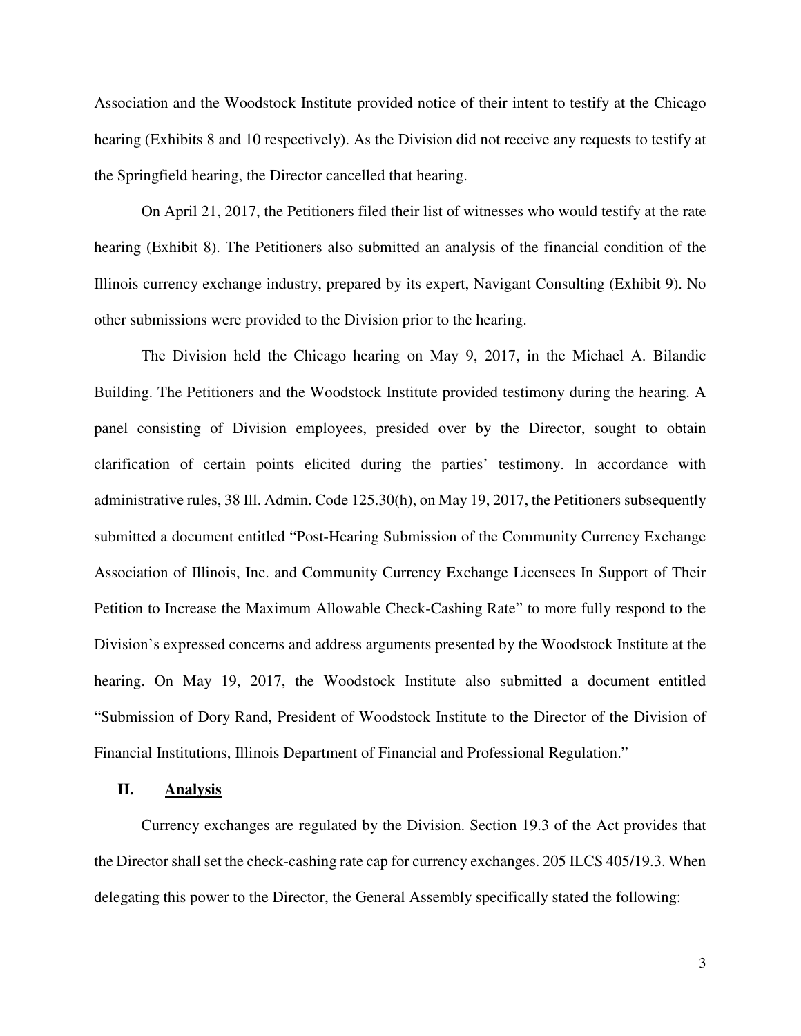Association and the Woodstock Institute provided notice of their intent to testify at the Chicago hearing (Exhibits 8 and 10 respectively). As the Division did not receive any requests to testify at the Springfield hearing, the Director cancelled that hearing.

On April 21, 2017, the Petitioners filed their list of witnesses who would testify at the rate hearing (Exhibit 8). The Petitioners also submitted an analysis of the financial condition of the Illinois currency exchange industry, prepared by its expert, Navigant Consulting (Exhibit 9). No other submissions were provided to the Division prior to the hearing.

The Division held the Chicago hearing on May 9, 2017, in the Michael A. Bilandic Building. The Petitioners and the Woodstock Institute provided testimony during the hearing. A panel consisting of Division employees, presided over by the Director, sought to obtain clarification of certain points elicited during the parties' testimony. In accordance with administrative rules, 38 Ill. Admin. Code 125.30(h), on May 19, 2017, the Petitioners subsequently submitted a document entitled "Post-Hearing Submission of the Community Currency Exchange Association of Illinois, Inc. and Community Currency Exchange Licensees In Support of Their Petition to Increase the Maximum Allowable Check-Cashing Rate" to more fully respond to the Division's expressed concerns and address arguments presented by the Woodstock Institute at the hearing. On May 19, 2017, the Woodstock Institute also submitted a document entitled "Submission of Dory Rand, President of Woodstock Institute to the Director of the Division of Financial Institutions, Illinois Department of Financial and Professional Regulation."

## II. Analysis

Currency exchanges are regulated by the Division. Section 19.3 of the Act provides that the Director shall set the check-cashing rate cap for currency exchanges. 205 ILCS 405/19.3. When delegating this power to the Director, the General Assembly specifically stated the following: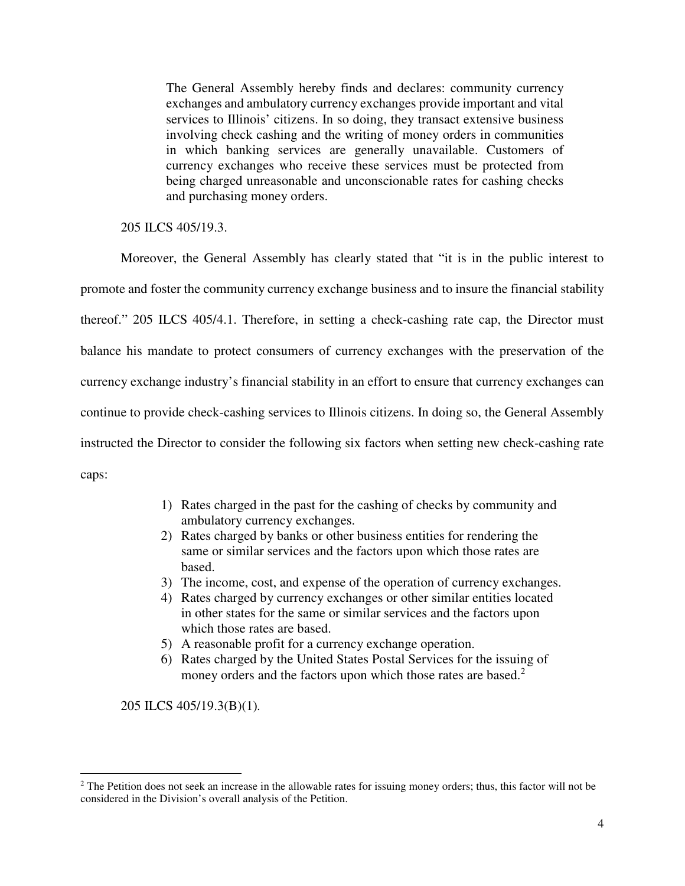> The General Assembly hereby finds and declares: community currency exchanges and ambulatory currency exchanges provide important and vital services to Illinois' citizens. In so doing, they transact extensive business involving check cashing and the writing of money orders in communities in which banking services are generally unavailable. Customers of currency exchanges who receive these services must be protected from being charged unreasonable and unconscionable rates for cashing checks and purchasing money orders.

205 ILCS 405/19.3.

Moreover, the General Assembly has clearly stated that "it is in the public interest to promote and foster the community currency exchange business and to insure the financial stability thereof." 205 ILCS 405/4.1. Therefore, in setting a check-cashing rate cap, the Director must balance his mandate to protect consumers of currency exchanges with the preservation of the currency exchange industry's financial stability in an effort to ensure that currency exchanges can continue to provide check-cashing services to Illinois citizens. In doing so, the General Assembly instructed the Director to consider the following six factors when setting new check-cashing rate caps:

> 1) Rates charged in the past for the cashing of checks by community and ambulatory currency exchanges.
> 2) Rates charged by banks or other business entities for rendering the same or similar services and the factors upon which those rates are based.
> 3) The income, cost, and expense of the operation of currency exchanges.
> 4) Rates charged by currency exchanges or other similar entities located in other states for the same or similar services and the factors upon which those rates are based.
> 5) A reasonable profit for a currency exchange operation.
> 6) Rates charged by the United States Postal Services for the issuing of money orders and the factors upon which those rates are based.[2]

205 ILCS 405/19.3(B)(1).

[2] The Petition does not seek an increase in the allowable rates for issuing money orders; thus, this factor will not be considered in the Division's overall analysis of the Petition.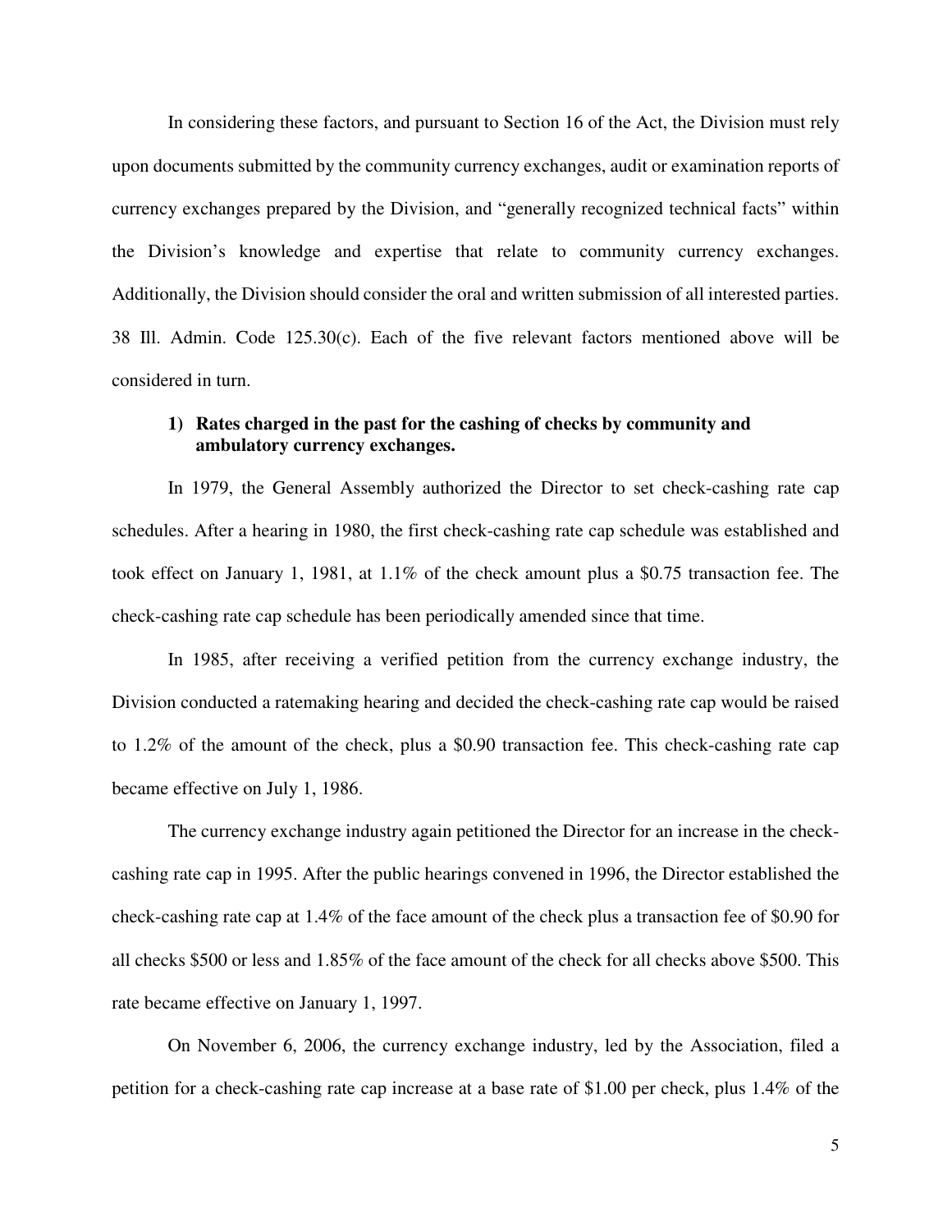In considering these factors, and pursuant to Section 16 of the Act, the Division must rely upon documents submitted by the community currency exchanges, audit or examination reports of currency exchanges prepared by the Division, and "generally recognized technical facts" within the Division's knowledge and expertise that relate to community currency exchanges. Additionally, the Division should consider the oral and written submission of all interested parties. 38 Ill. Admin. Code 125.30(c). Each of the five relevant factors mentioned above will be considered in turn.

1) **Rates charged in the past for the cashing of checks by community and ambulatory currency exchanges.**

In 1979, the General Assembly authorized the Director to set check-cashing rate cap schedules. After a hearing in 1980, the first check-cashing rate cap schedule was established and took effect on January 1, 1981, at 1.1% of the check amount plus a $0.75 transaction fee. The check-cashing rate cap schedule has been periodically amended since that time.

In 1985, after receiving a verified petition from the currency exchange industry, the Division conducted a ratemaking hearing and decided the check-cashing rate cap would be raised to 1.2% of the amount of the check, plus a $0.90 transaction fee. This check-cashing rate cap became effective on July 1, 1986.

The currency exchange industry again petitioned the Director for an increase in the check-cashing rate cap in 1995. After the public hearings convened in 1996, the Director established the check-cashing rate cap at 1.4% of the face amount of the check plus a transaction fee of $0.90 for all checks $500 or less and 1.85% of the face amount of the check for all checks above $500. This rate became effective on January 1, 1997.

On November 6, 2006, the currency exchange industry, led by the Association, filed a petition for a check-cashing rate cap increase at a base rate of $1.00 per check, plus 1.4% of the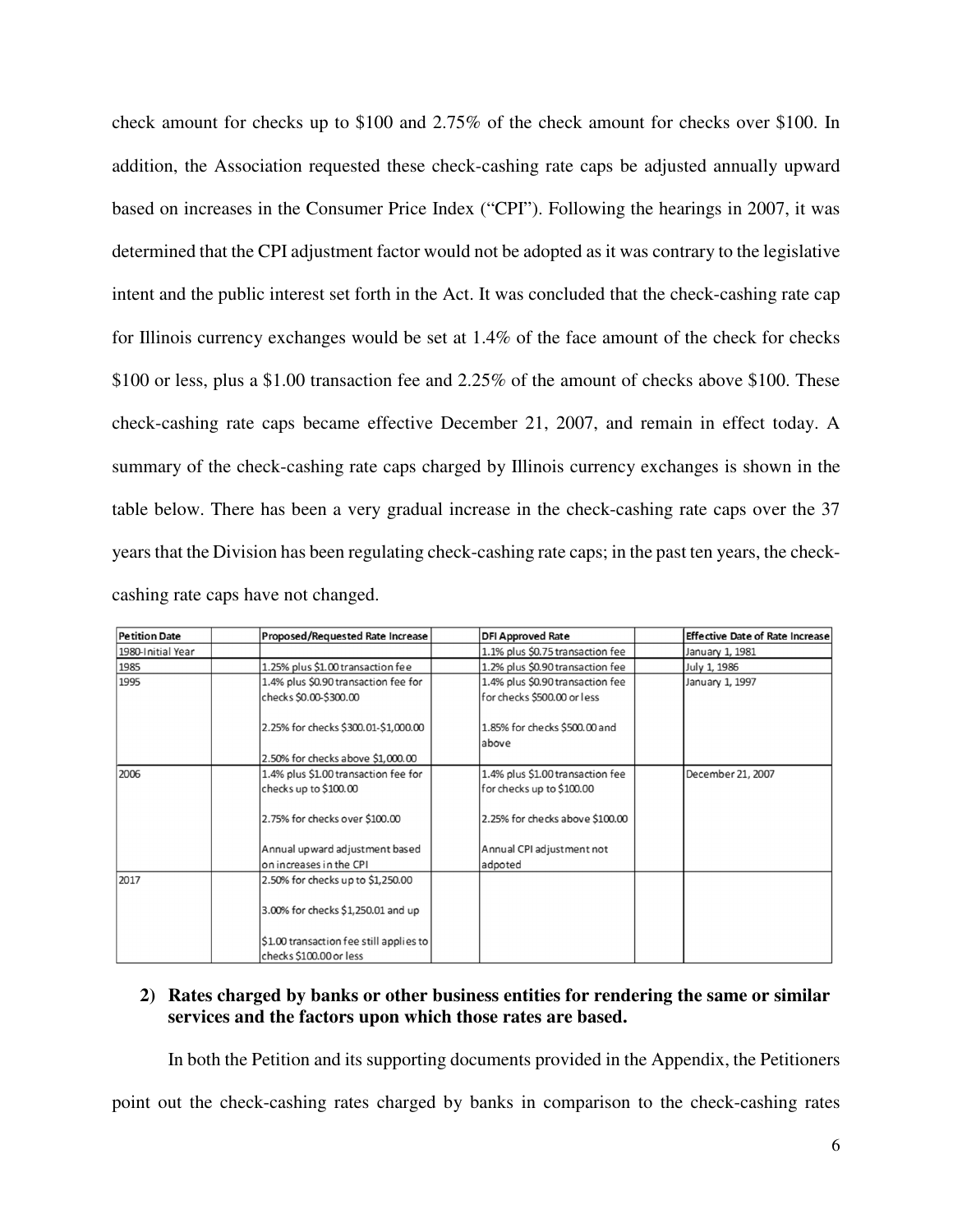check amount for checks up to $100 and 2.75% of the check amount for checks over $100. In addition, the Association requested these check-cashing rate caps be adjusted annually upward based on increases in the Consumer Price Index ("CPI"). Following the hearings in 2007, it was determined that the CPI adjustment factor would not be adopted as it was contrary to the legislative intent and the public interest set forth in the Act. It was concluded that the check-cashing rate cap for Illinois currency exchanges would be set at 1.4% of the face amount of the check for checks $100 or less, plus a $1.00 transaction fee and 2.25% of the amount of checks above $100. These check-cashing rate caps became effective December 21, 2007, and remain in effect today. A summary of the check-cashing rate caps charged by Illinois currency exchanges is shown in the table below. There has been a very gradual increase in the check-cashing rate caps over the 37 years that the Division has been regulating check-cashing rate caps; in the past ten years, the check-cashing rate caps have not changed.

| Petition Date | | Proposed/Requested Rate Increase | | DFI Approved Rate | | Effective Date of Rate Increase |
|---|---|---|---|---|---|---|
| 1980-Initial Year | | | | 1.1% plus $0.75 transaction fee | | January 1, 1981 |
| 1985 | | 1.25% plus $1.00 transaction fee | | 1.2% plus $0.90 transaction fee | | July 1, 1986 |
| 1995 | | 1.4% plus $0.90 transaction fee for checks $0.00-$300.00<br><br>2.25% for checks $300.01-$1,000.00<br><br>2.50% for checks above $1,000.00 | | 1.4% plus $0.90 transaction fee for checks $500.00 or less<br><br>1.85% for checks $500.00 and above | | January 1, 1997 |
| 2006 | | 1.4% plus $1.00 transaction fee for checks up to $100.00<br><br>2.75% for checks over $100.00<br><br>Annual upward adjustment based on increases in the CPI | | 1.4% plus $1.00 transaction fee for checks up to $100.00<br><br>2.25% for checks above $100.00<br><br>Annual CPI adjustment not adpoted | | December 21, 2007 |
| 2017 | | 2.50% for checks up to $1,250.00<br><br>3.00% for checks $1,250.01 and up<br><br>$1.00 transaction fee still applies to checks $100.00 or less | | | | |

2) **Rates charged by banks or other business entities for rendering the same or similar services and the factors upon which those rates are based.**

In both the Petition and its supporting documents provided in the Appendix, the Petitioners point out the check-cashing rates charged by banks in comparison to the check-cashing rates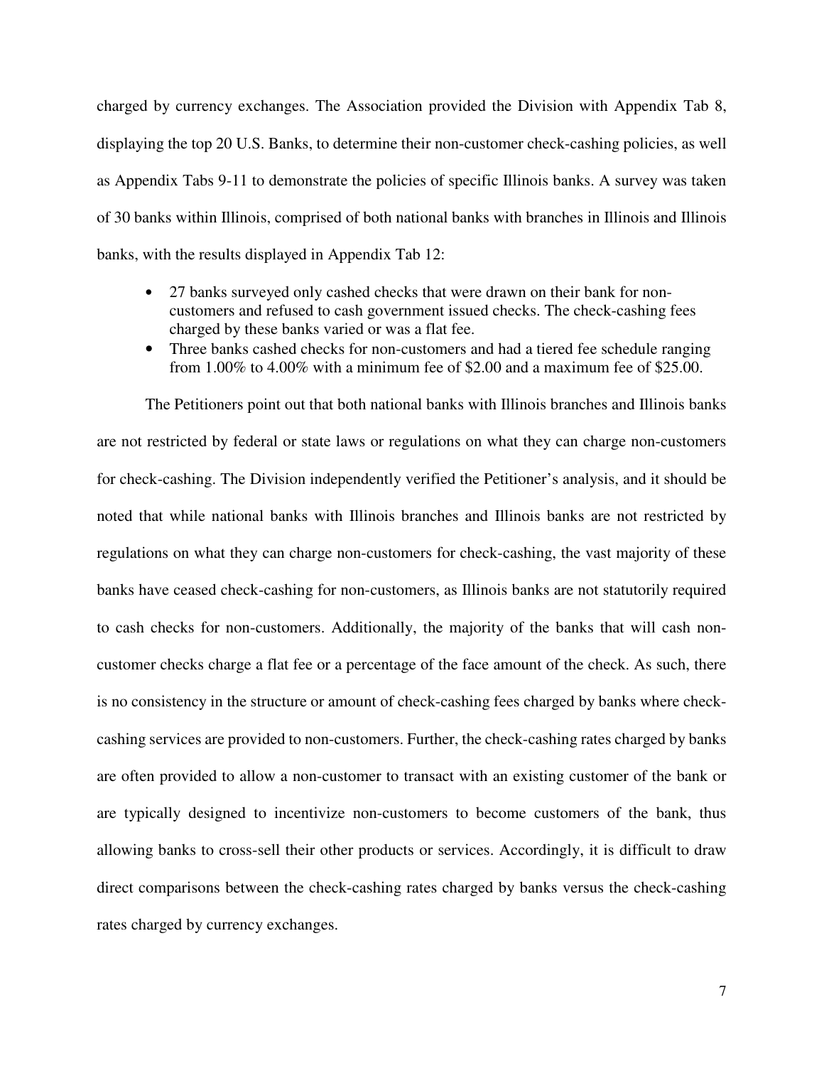charged by currency exchanges. The Association provided the Division with Appendix Tab 8, displaying the top 20 U.S. Banks, to determine their non-customer check-cashing policies, as well as Appendix Tabs 9-11 to demonstrate the policies of specific Illinois banks. A survey was taken of 30 banks within Illinois, comprised of both national banks with branches in Illinois and Illinois banks, with the results displayed in Appendix Tab 12:

- 27 banks surveyed only cashed checks that were drawn on their bank for non-customers and refused to cash government issued checks. The check-cashing fees charged by these banks varied or was a flat fee.
- Three banks cashed checks for non-customers and had a tiered fee schedule ranging from 1.00% to 4.00% with a minimum fee of $2.00 and a maximum fee of $25.00.

The Petitioners point out that both national banks with Illinois branches and Illinois banks are not restricted by federal or state laws or regulations on what they can charge non-customers for check-cashing. The Division independently verified the Petitioner's analysis, and it should be noted that while national banks with Illinois branches and Illinois banks are not restricted by regulations on what they can charge non-customers for check-cashing, the vast majority of these banks have ceased check-cashing for non-customers, as Illinois banks are not statutorily required to cash checks for non-customers. Additionally, the majority of the banks that will cash non-customer checks charge a flat fee or a percentage of the face amount of the check. As such, there is no consistency in the structure or amount of check-cashing fees charged by banks where check-cashing services are provided to non-customers. Further, the check-cashing rates charged by banks are often provided to allow a non-customer to transact with an existing customer of the bank or are typically designed to incentivize non-customers to become customers of the bank, thus allowing banks to cross-sell their other products or services. Accordingly, it is difficult to draw direct comparisons between the check-cashing rates charged by banks versus the check-cashing rates charged by currency exchanges.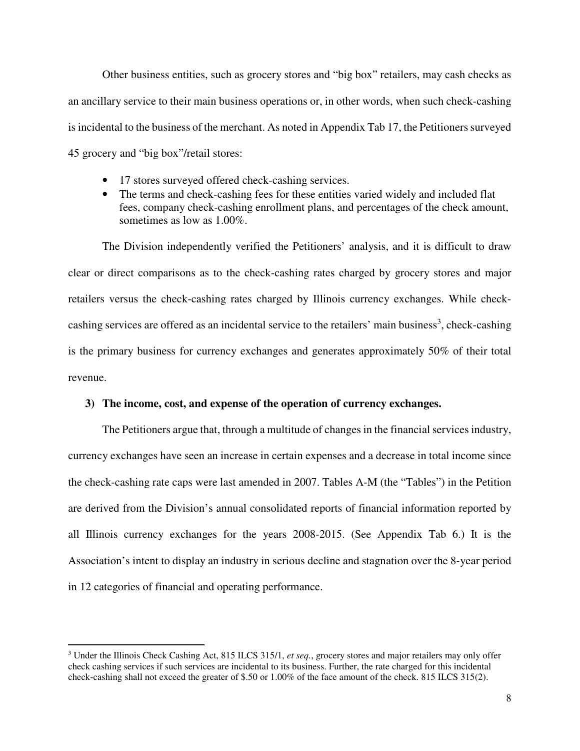Other business entities, such as grocery stores and "big box" retailers, may cash checks as an ancillary service to their main business operations or, in other words, when such check-cashing is incidental to the business of the merchant. As noted in Appendix Tab 17, the Petitioners surveyed 45 grocery and "big box"/retail stores:

- 17 stores surveyed offered check-cashing services.
- The terms and check-cashing fees for these entities varied widely and included flat fees, company check-cashing enrollment plans, and percentages of the check amount, sometimes as low as 1.00%.

The Division independently verified the Petitioners' analysis, and it is difficult to draw clear or direct comparisons as to the check-cashing rates charged by grocery stores and major retailers versus the check-cashing rates charged by Illinois currency exchanges. While check-cashing services are offered as an incidental service to the retailers' main business[3], check-cashing is the primary business for currency exchanges and generates approximately 50% of their total revenue.

**3) The income, cost, and expense of the operation of currency exchanges.**

The Petitioners argue that, through a multitude of changes in the financial services industry, currency exchanges have seen an increase in certain expenses and a decrease in total income since the check-cashing rate caps were last amended in 2007. Tables A-M (the "Tables") in the Petition are derived from the Division's annual consolidated reports of financial information reported by all Illinois currency exchanges for the years 2008-2015. (See Appendix Tab 6.) It is the Association's intent to display an industry in serious decline and stagnation over the 8-year period in 12 categories of financial and operating performance.

[3] Under the Illinois Check Cashing Act, 815 ILCS 315/1, *et seq.*, grocery stores and major retailers may only offer check cashing services if such services are incidental to its business. Further, the rate charged for this incidental check-cashing shall not exceed the greater of $.50 or 1.00% of the face amount of the check. 815 ILCS 315(2).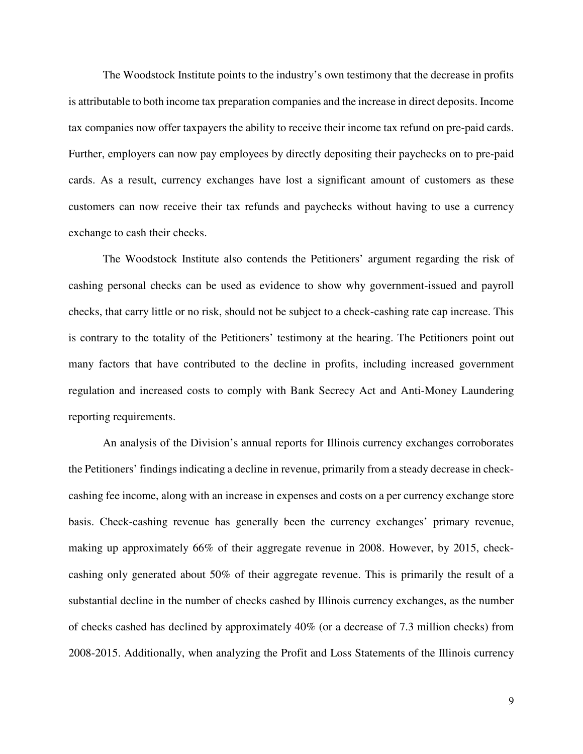The Woodstock Institute points to the industry's own testimony that the decrease in profits is attributable to both income tax preparation companies and the increase in direct deposits. Income tax companies now offer taxpayers the ability to receive their income tax refund on pre-paid cards. Further, employers can now pay employees by directly depositing their paychecks on to pre-paid cards. As a result, currency exchanges have lost a significant amount of customers as these customers can now receive their tax refunds and paychecks without having to use a currency exchange to cash their checks.

The Woodstock Institute also contends the Petitioners' argument regarding the risk of cashing personal checks can be used as evidence to show why government-issued and payroll checks, that carry little or no risk, should not be subject to a check-cashing rate cap increase. This is contrary to the totality of the Petitioners' testimony at the hearing. The Petitioners point out many factors that have contributed to the decline in profits, including increased government regulation and increased costs to comply with Bank Secrecy Act and Anti-Money Laundering reporting requirements.

An analysis of the Division's annual reports for Illinois currency exchanges corroborates the Petitioners' findings indicating a decline in revenue, primarily from a steady decrease in check-cashing fee income, along with an increase in expenses and costs on a per currency exchange store basis. Check-cashing revenue has generally been the currency exchanges' primary revenue, making up approximately 66% of their aggregate revenue in 2008. However, by 2015, check-cashing only generated about 50% of their aggregate revenue. This is primarily the result of a substantial decline in the number of checks cashed by Illinois currency exchanges, as the number of checks cashed has declined by approximately 40% (or a decrease of 7.3 million checks) from 2008-2015. Additionally, when analyzing the Profit and Loss Statements of the Illinois currency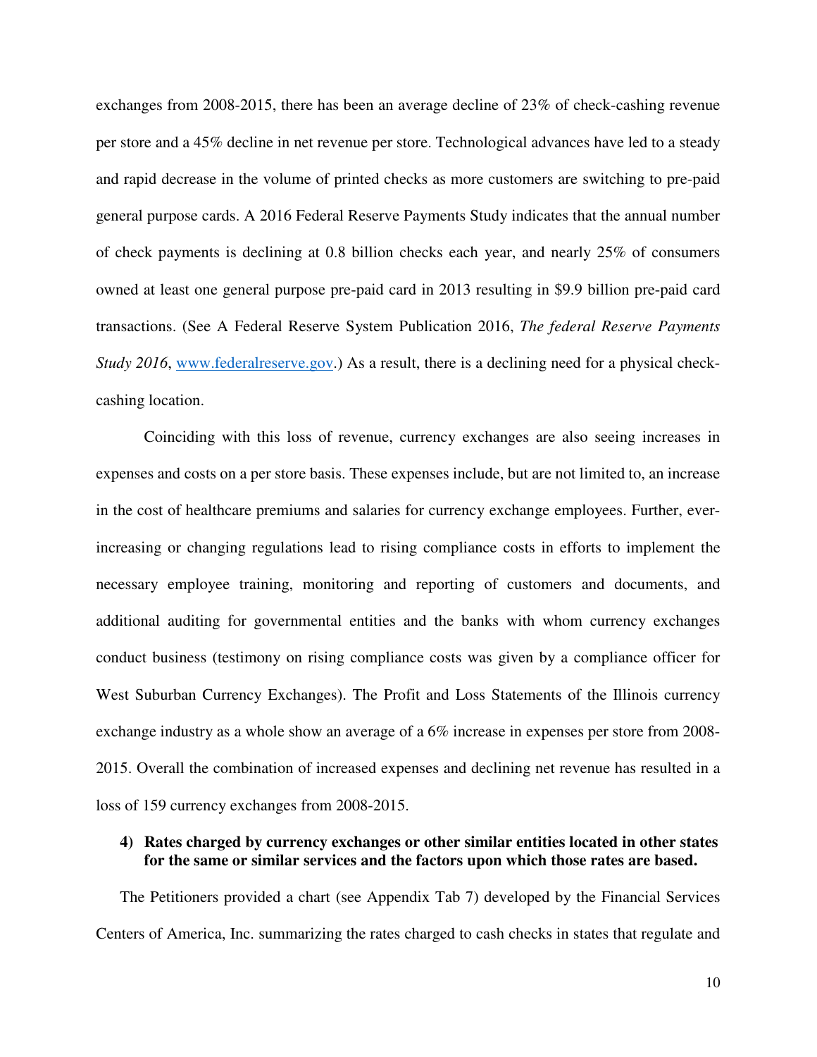exchanges from 2008-2015, there has been an average decline of 23% of check-cashing revenue per store and a 45% decline in net revenue per store. Technological advances have led to a steady and rapid decrease in the volume of printed checks as more customers are switching to pre-paid general purpose cards. A 2016 Federal Reserve Payments Study indicates that the annual number of check payments is declining at 0.8 billion checks each year, and nearly 25% of consumers owned at least one general purpose pre-paid card in 2013 resulting in $9.9 billion pre-paid card transactions. (See A Federal Reserve System Publication 2016, *The federal Reserve Payments Study 2016*, www.federalreserve.gov.) As a result, there is a declining need for a physical check-cashing location.

Coinciding with this loss of revenue, currency exchanges are also seeing increases in expenses and costs on a per store basis. These expenses include, but are not limited to, an increase in the cost of healthcare premiums and salaries for currency exchange employees. Further, ever-increasing or changing regulations lead to rising compliance costs in efforts to implement the necessary employee training, monitoring and reporting of customers and documents, and additional auditing for governmental entities and the banks with whom currency exchanges conduct business (testimony on rising compliance costs was given by a compliance officer for West Suburban Currency Exchanges). The Profit and Loss Statements of the Illinois currency exchange industry as a whole show an average of a 6% increase in expenses per store from 2008-2015. Overall the combination of increased expenses and declining net revenue has resulted in a loss of 159 currency exchanges from 2008-2015.

**4) Rates charged by currency exchanges or other similar entities located in other states for the same or similar services and the factors upon which those rates are based.**

The Petitioners provided a chart (see Appendix Tab 7) developed by the Financial Services Centers of America, Inc. summarizing the rates charged to cash checks in states that regulate and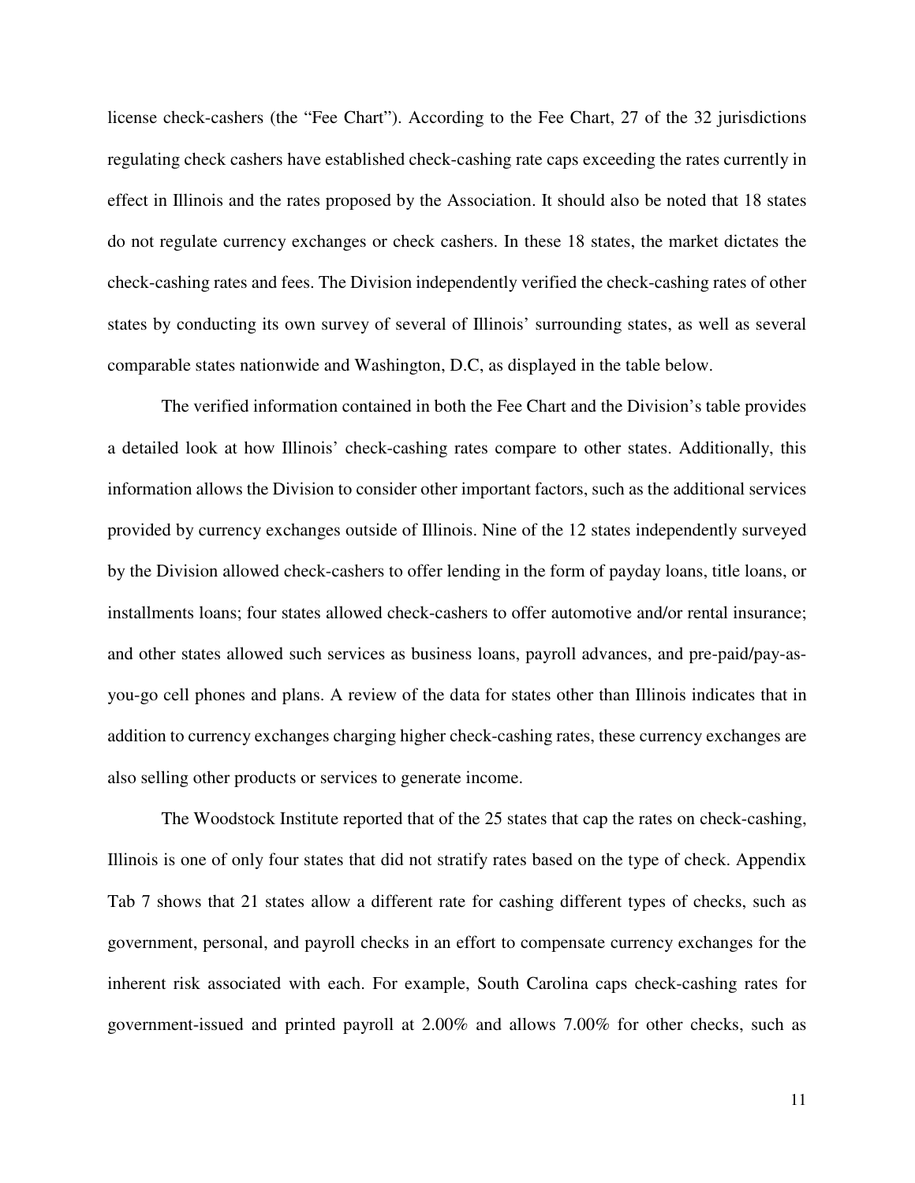license check-cashers (the "Fee Chart"). According to the Fee Chart, 27 of the 32 jurisdictions regulating check cashers have established check-cashing rate caps exceeding the rates currently in effect in Illinois and the rates proposed by the Association. It should also be noted that 18 states do not regulate currency exchanges or check cashers. In these 18 states, the market dictates the check-cashing rates and fees. The Division independently verified the check-cashing rates of other states by conducting its own survey of several of Illinois' surrounding states, as well as several comparable states nationwide and Washington, D.C, as displayed in the table below.

The verified information contained in both the Fee Chart and the Division's table provides a detailed look at how Illinois' check-cashing rates compare to other states. Additionally, this information allows the Division to consider other important factors, such as the additional services provided by currency exchanges outside of Illinois. Nine of the 12 states independently surveyed by the Division allowed check-cashers to offer lending in the form of payday loans, title loans, or installments loans; four states allowed check-cashers to offer automotive and/or rental insurance; and other states allowed such services as business loans, payroll advances, and pre-paid/pay-as-you-go cell phones and plans. A review of the data for states other than Illinois indicates that in addition to currency exchanges charging higher check-cashing rates, these currency exchanges are also selling other products or services to generate income.

The Woodstock Institute reported that of the 25 states that cap the rates on check-cashing, Illinois is one of only four states that did not stratify rates based on the type of check. Appendix Tab 7 shows that 21 states allow a different rate for cashing different types of checks, such as government, personal, and payroll checks in an effort to compensate currency exchanges for the inherent risk associated with each. For example, South Carolina caps check-cashing rates for government-issued and printed payroll at 2.00% and allows 7.00% for other checks, such as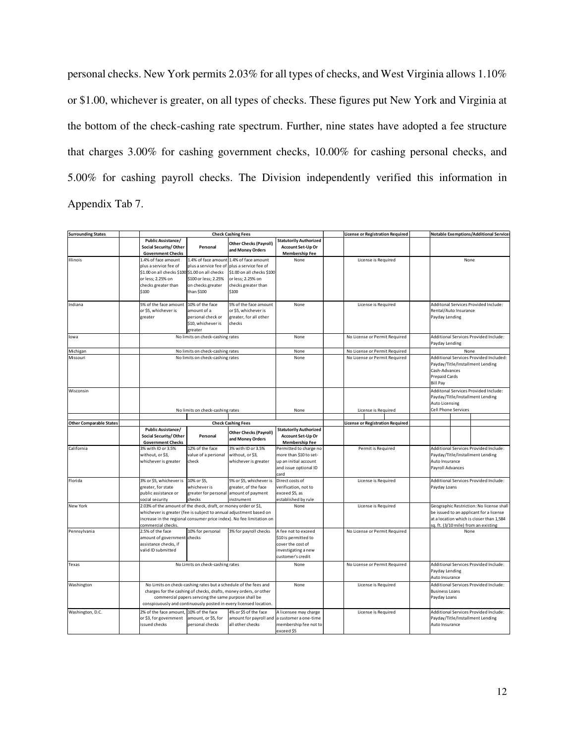personal checks. New York permits 2.03% for all types of checks, and West Virginia allows 1.10% or \$1.00, whichever is greater, on all types of checks. These figures put New York and Virginia at the bottom of the check-cashing rate spectrum. Further, nine states have adopted a fee structure that charges 3.00% for cashing government checks, 10.00% for cashing personal checks, and 5.00% for cashing payroll checks. The Division independently verified this information in Appendix Tab 7.

| Surrounding States | Check Cashing Fees | | | | License or Registration Required | Notable Exemptions/Additional Services |
|---|---|---|---|---|---|---|
| | Public Assistance/ Social Security/ Other Government Checks | Personal | Other Checks (Payroll) and Money Orders | Statutorily Authorized Account Set-Up Or Membership Fee | | |
| Illinois | 1.4% of face amount plus a service fee of \$1.00 on all checks \$100 or less; 2.25% on checks greater than \$100 | 1.4% of face amount plus a service fee of \$1.00 on all checks \$100 or less; 2.25% on checks greater than \$100 | 1.4% of face amount plus a service fee of \$1.00 on all checks \$100 or less; 2.25% on checks greater than \$100 | None | License is Required | None |
| Indiana | 5% of the face amount or \$5, whichever is greater | 10% of the face amount of a personal check or \$10, whichever is greater | 5% of the face amount or \$5, whichever is greater, for all other checks | None | License is Required | Additonal Services Provided Include: Rental/Auto Insurance Payday Lending |
| Iowa | No limits on check-cashing rates | | | None | No License or Permit Required | Additional Services Provided Include: Payday Lending |
| Michigan | No limits on check-cashing rates | | | None | No License or Permit Required | None |
| Missouri | No limits on check-cashing rates | | | None | No License or Permit Required | Additional Services Provided Included: Payday/Title/Installment Lending Cash-Advances Prepaid Cards Bill Pay |
| Wisconsin | No limits on check-cashing rates | | | None | License is Required | Additonal Services Provided Include: Payday/Title/Installment Lending Auto Licensing Cell Phone Services |
| **Other Comparable States** | **Check Cashing Fees** | | | | **License or Registration Required** | |
| | Public Assistance/ Social Security/ Other Government Checks | Personal | Other Checks (Payroll) and Money Orders | Statutorily Authorized Account Set-Up Or Membership Fee | | |
| California | 3% with ID or 3.5% without, or \$3, whichever is greater | 12% of the face value of a personal check | 3% with ID or 3.5% without, or \$3, whichever is greater | Permitted to charge no more than \$10 to set-up an initial account and issue optional ID card | Permit is Required | Additional Services Provided Include: Payday/Title/Installment Lending Auto Insurance Payroll Advances |
| Florida | 3% or \$5, whichever is greater, for state public assistance or social security | 10% or \$5, whichever is greater for personal checks | 5% or \$5, whichever is greater, of the face amount of payment instrument | Direct costs of verification, not to exceed \$5, as established by rule | License is Required | Additional Services Provided Include: Payday Loans |
| New York | 2.03% of the amount of the check, draft, or money order or \$1, whichever is greater (fee is subject to annual adjustment based on increase in the regional consumer price index). No fee limitation on commercial checks. | | | None | License is Required | Geographic Restriction: No license shall be issued to an applicant for a license at a location which is closer than 1,584 sq. ft. (3/10 mile) from an existing |
| Pennsylvania | 2.5% of the face amount of government assistance checks, if valid ID submitted | 10% for personal checks | 3% for payroll checks | A fee not to exceed \$10 is permitted to cover the cost of investigating a new customer's credit | No License or Permit Required | None |
| Texas | No Limits on check-cashing rates | | | None | No License or Permit Required | Additional Services Provided Include: Payday Lending Auto Insurance |
| Washington | No Limits on check-cashing rates but a schedule of the fees and charges for the cashing of checks, drafts, money orders, or other commercial papers servicing the same purpose shall be conspicuously and continuously posted in every licensed location. | | | None | License is Required | Additional Services Provided Include: Business Loans Payday Loans |
| Washington, D.C. | 2% of the face amount, or \$3, for government issued checks | 10% of the face amount, or \$5, for personal checks | 4% or \$5 of the face amount for payroll and all other checks | A licensee may charge a customer a one-time membership fee not to exceed \$5 | License is Required | Additional Services Provided Include: Payday/Title/Installment Lending Auto Insurance |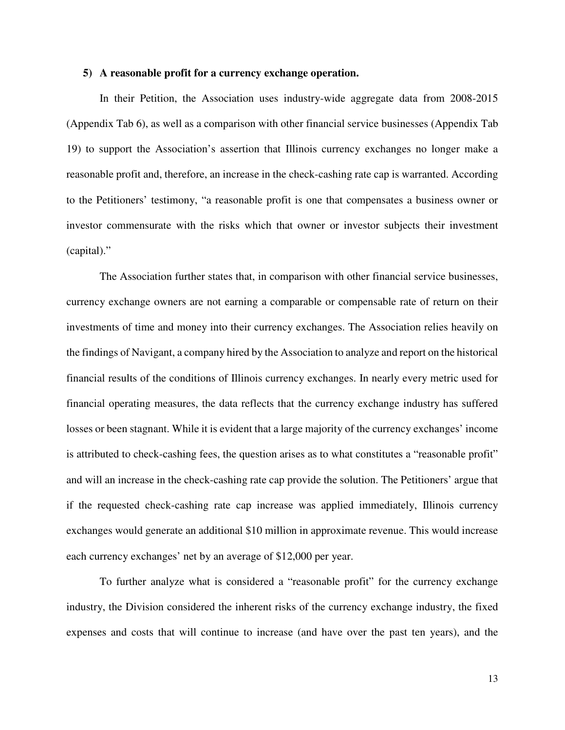**5) A reasonable profit for a currency exchange operation.**

In their Petition, the Association uses industry-wide aggregate data from 2008-2015 (Appendix Tab 6), as well as a comparison with other financial service businesses (Appendix Tab 19) to support the Association's assertion that Illinois currency exchanges no longer make a reasonable profit and, therefore, an increase in the check-cashing rate cap is warranted. According to the Petitioners' testimony, "a reasonable profit is one that compensates a business owner or investor commensurate with the risks which that owner or investor subjects their investment (capital)."

The Association further states that, in comparison with other financial service businesses, currency exchange owners are not earning a comparable or compensable rate of return on their investments of time and money into their currency exchanges. The Association relies heavily on the findings of Navigant, a company hired by the Association to analyze and report on the historical financial results of the conditions of Illinois currency exchanges. In nearly every metric used for financial operating measures, the data reflects that the currency exchange industry has suffered losses or been stagnant. While it is evident that a large majority of the currency exchanges' income is attributed to check-cashing fees, the question arises as to what constitutes a "reasonable profit" and will an increase in the check-cashing rate cap provide the solution. The Petitioners' argue that if the requested check-cashing rate cap increase was applied immediately, Illinois currency exchanges would generate an additional $10 million in approximate revenue. This would increase each currency exchanges' net by an average of $12,000 per year.

To further analyze what is considered a "reasonable profit" for the currency exchange industry, the Division considered the inherent risks of the currency exchange industry, the fixed expenses and costs that will continue to increase (and have over the past ten years), and the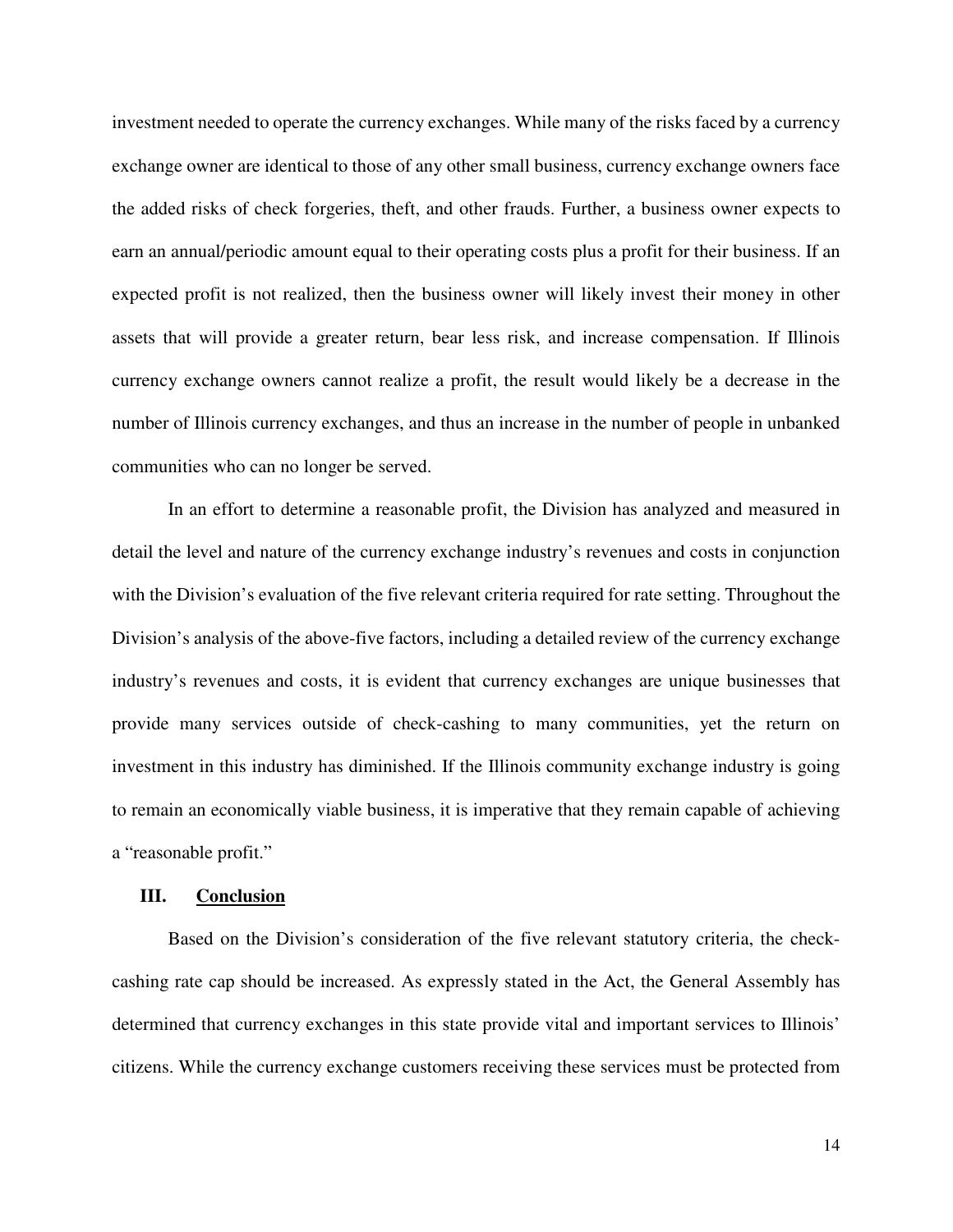investment needed to operate the currency exchanges. While many of the risks faced by a currency exchange owner are identical to those of any other small business, currency exchange owners face the added risks of check forgeries, theft, and other frauds. Further, a business owner expects to earn an annual/periodic amount equal to their operating costs plus a profit for their business. If an expected profit is not realized, then the business owner will likely invest their money in other assets that will provide a greater return, bear less risk, and increase compensation. If Illinois currency exchange owners cannot realize a profit, the result would likely be a decrease in the number of Illinois currency exchanges, and thus an increase in the number of people in unbanked communities who can no longer be served.

In an effort to determine a reasonable profit, the Division has analyzed and measured in detail the level and nature of the currency exchange industry's revenues and costs in conjunction with the Division's evaluation of the five relevant criteria required for rate setting. Throughout the Division's analysis of the above-five factors, including a detailed review of the currency exchange industry's revenues and costs, it is evident that currency exchanges are unique businesses that provide many services outside of check-cashing to many communities, yet the return on investment in this industry has diminished. If the Illinois community exchange industry is going to remain an economically viable business, it is imperative that they remain capable of achieving a "reasonable profit."

## III. <u>Conclusion</u>

Based on the Division's consideration of the five relevant statutory criteria, the check-cashing rate cap should be increased. As expressly stated in the Act, the General Assembly has determined that currency exchanges in this state provide vital and important services to Illinois' citizens. While the currency exchange customers receiving these services must be protected from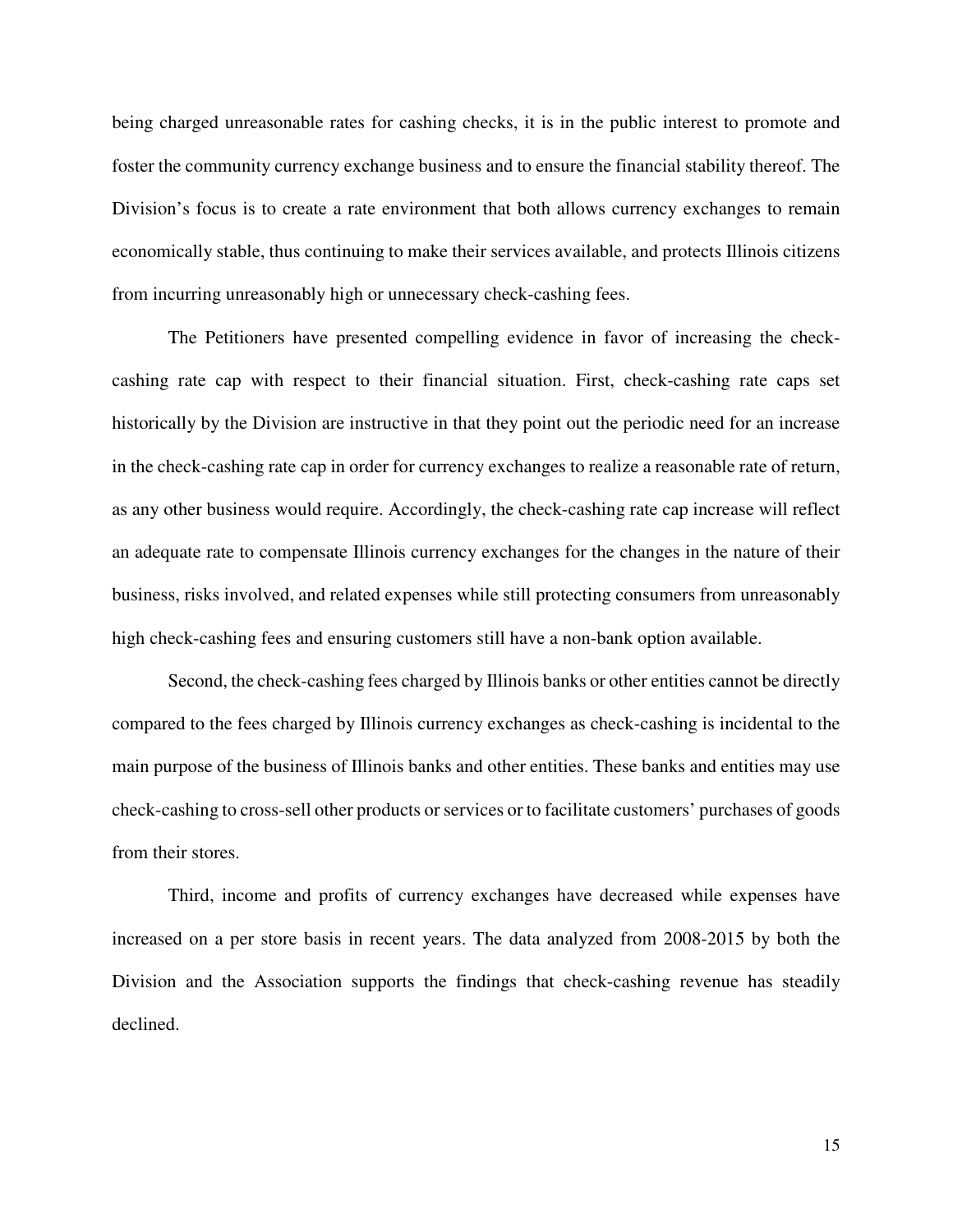being charged unreasonable rates for cashing checks, it is in the public interest to promote and foster the community currency exchange business and to ensure the financial stability thereof. The Division's focus is to create a rate environment that both allows currency exchanges to remain economically stable, thus continuing to make their services available, and protects Illinois citizens from incurring unreasonably high or unnecessary check-cashing fees.

The Petitioners have presented compelling evidence in favor of increasing the check-cashing rate cap with respect to their financial situation. First, check-cashing rate caps set historically by the Division are instructive in that they point out the periodic need for an increase in the check-cashing rate cap in order for currency exchanges to realize a reasonable rate of return, as any other business would require. Accordingly, the check-cashing rate cap increase will reflect an adequate rate to compensate Illinois currency exchanges for the changes in the nature of their business, risks involved, and related expenses while still protecting consumers from unreasonably high check-cashing fees and ensuring customers still have a non-bank option available.

Second, the check-cashing fees charged by Illinois banks or other entities cannot be directly compared to the fees charged by Illinois currency exchanges as check-cashing is incidental to the main purpose of the business of Illinois banks and other entities. These banks and entities may use check-cashing to cross-sell other products or services or to facilitate customers' purchases of goods from their stores.

Third, income and profits of currency exchanges have decreased while expenses have increased on a per store basis in recent years. The data analyzed from 2008-2015 by both the Division and the Association supports the findings that check-cashing revenue has steadily declined.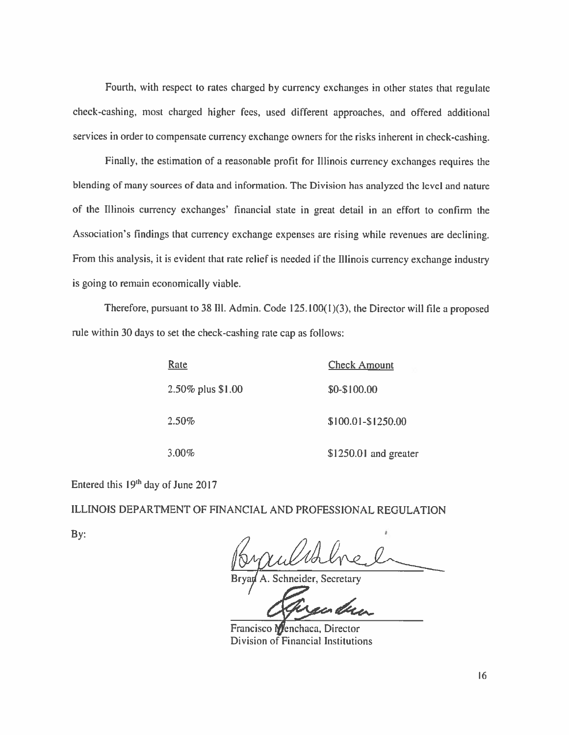Fourth, with respect to rates charged by currency exchanges in other states that regulate check-cashing, most charged higher fees, used different approaches, and offered additional services in order to compensate currency exchange owners for the risks inherent in check-cashing.

Finally, the estimation of a reasonable profit for Illinois currency exchanges requires the blending of many sources of data and information. The Division has analyzed the level and nature of the Illinois currency exchanges' financial state in great detail in an effort to confirm the Association's findings that currency exchange expenses are rising while revenues are declining. From this analysis, it is evident that rate relief is needed if the Illinois currency exchange industry is going to remain economically viable.

Therefore, pursuant to 38 Ill. Admin. Code 125.100(1)(3), the Director will file a proposed rule within 30 days to set the check-cashing rate cap as follows:

| Rate | Check Amount |
|---|---|
| 2.50% plus $1.00 | $0-$100.00 |
| 2.50% | $100.01-$1250.00 |
| 3.00% | $1250.01 and greater |

Entered this 19th day of June 2017

ILLINOIS DEPARTMENT OF FINANCIAL AND PROFESSIONAL REGULATION

By:

Bryan A. Schneider, Secretary

Francisco Menchaca, Director
Division of Financial Institutions